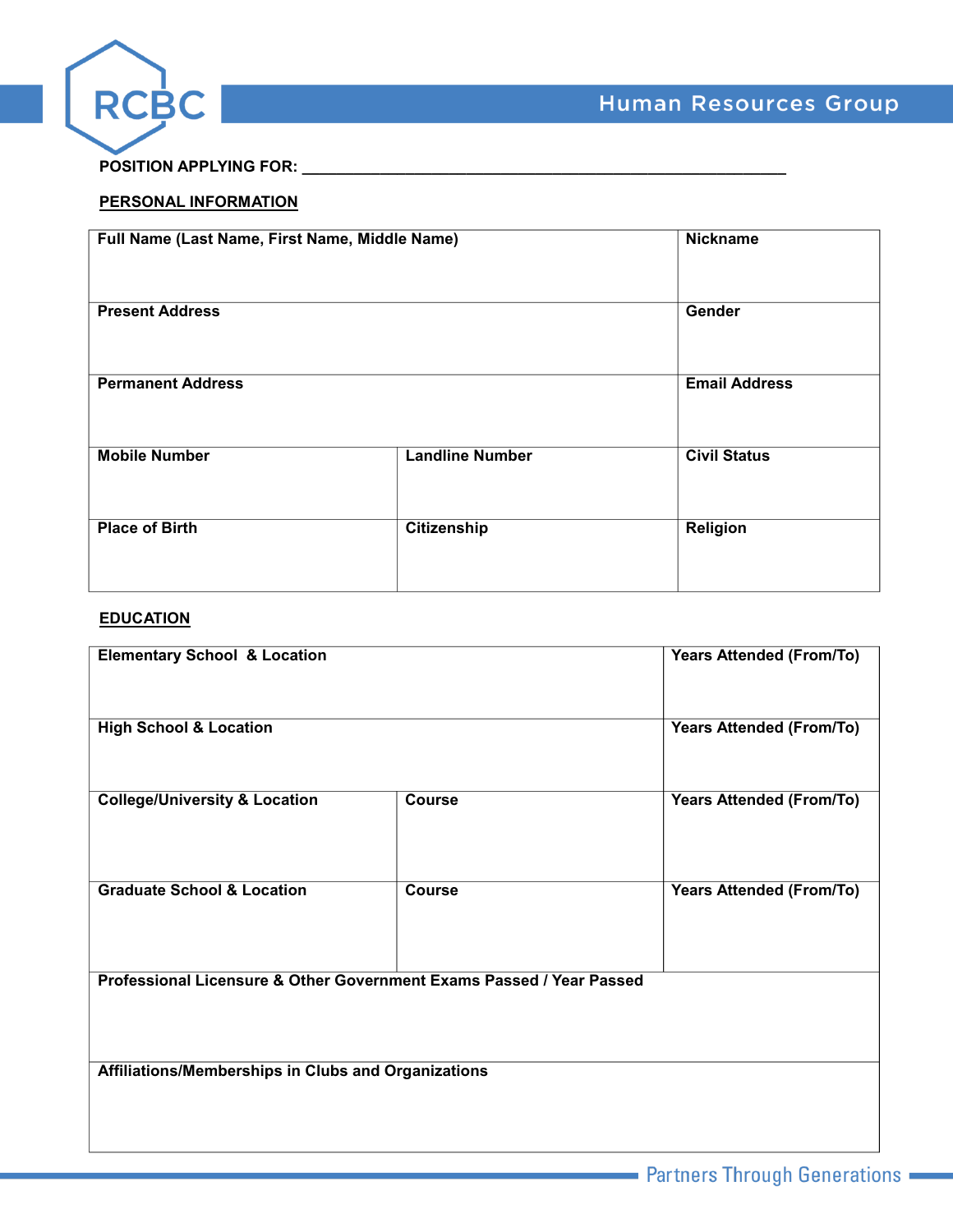RCBC

Human Resources Group

**POSITION APPLYING FOR:** ____________________________________________

## PERSONAL INFORMATION

| Full Name (Last Name, First Name, Middle Name) | | Nickname |
|---|---|---|
| **Present Address** | | **Gender** |
| **Permanent Address** | | **Email Address** |
| **Mobile Number** | **Landline Number** | **Civil Status** |
| **Place of Birth** | **Citizenship** | **Religion** |

## EDUCATION

| Elementary School & Location | | Years Attended (From/To) |
|---|---|---|
| **High School & Location** | | **Years Attended (From/To)** |
| **College/University & Location** | **Course** | **Years Attended (From/To)** |
| **Graduate School & Location** | **Course** | **Years Attended (From/To)** |
| **Professional Licensure & Other Government Exams Passed / Year Passed** | | |
| **Affiliations/Memberships in Clubs and Organizations** | | |

Partners Through Generations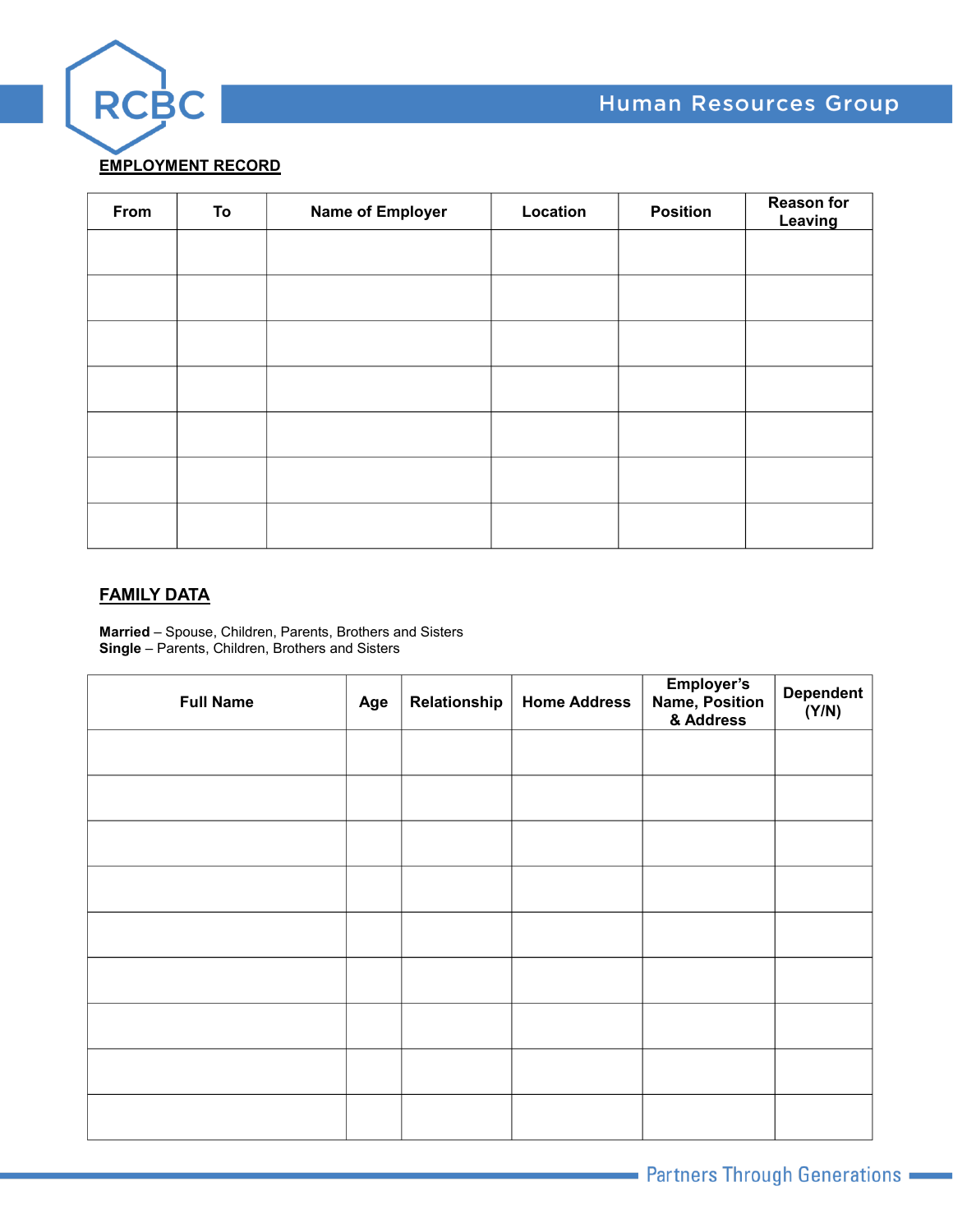## EMPLOYMENT RECORD

| From | To | Name of Employer | Location | Position | Reason for Leaving |
|---|---|---|---|---|---|
| | | | | | |
| | | | | | |
| | | | | | |
| | | | | | |
| | | | | | |
| | | | | | |
| | | | | | |

## FAMILY DATA

**Married** – Spouse, Children, Parents, Brothers and Sisters
**Single** – Parents, Children, Brothers and Sisters

| Full Name | Age | Relationship | Home Address | Employer's Name, Position & Address | Dependent (Y/N) |
|---|---|---|---|---|---|
| | | | | | |
| | | | | | |
| | | | | | |
| | | | | | |
| | | | | | |
| | | | | | |
| | | | | | |
| | | | | | |
| | | | | | |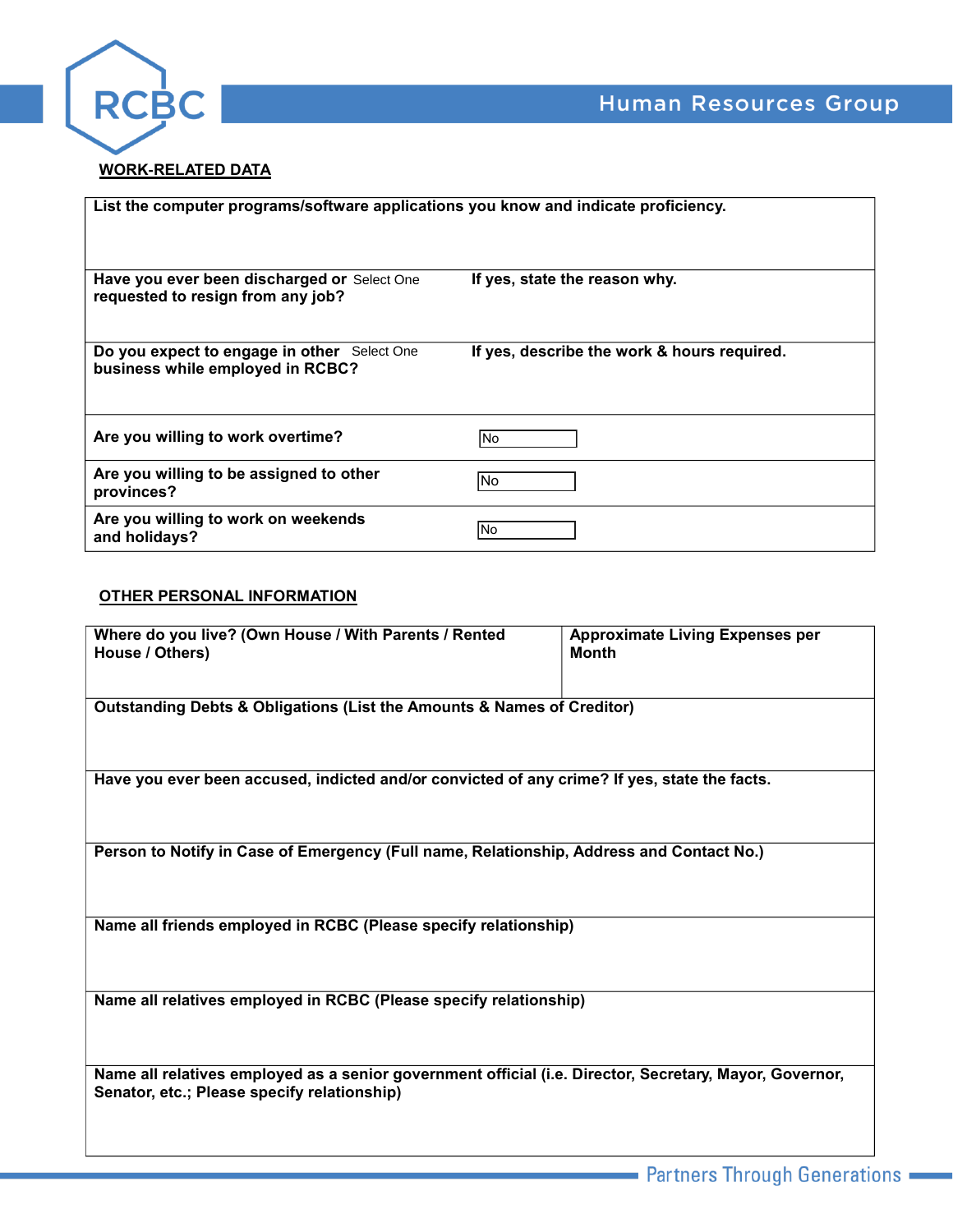## WORK-RELATED DATA

| List the computer programs/software applications you know and indicate proficiency. | | |
|---|---|---|
| **Have you ever been discharged or requested to resign from any job?** | Select One | **If yes, state the reason why.** |
| **Do you expect to engage in other business while employed in RCBC?** | Select One | **If yes, describe the work & hours required.** |
| **Are you willing to work overtime?** | No | |
| **Are you willing to be assigned to other provinces?** | No | |
| **Are you willing to work on weekends and holidays?** | No | |

## OTHER PERSONAL INFORMATION

| Where do you live? (Own House / With Parents / Rented House / Others) | Approximate Living Expenses per Month |
|---|---|
| **Outstanding Debts & Obligations (List the Amounts & Names of Creditor)** | |
| **Have you ever been accused, indicted and/or convicted of any crime? If yes, state the facts.** | |
| **Person to Notify in Case of Emergency (Full name, Relationship, Address and Contact No.)** | |
| **Name all friends employed in RCBC (Please specify relationship)** | |
| **Name all relatives employed in RCBC (Please specify relationship)** | |
| **Name all relatives employed as a senior government official (i.e. Director, Secretary, Mayor, Governor, Senator, etc.; Please specify relationship)** | |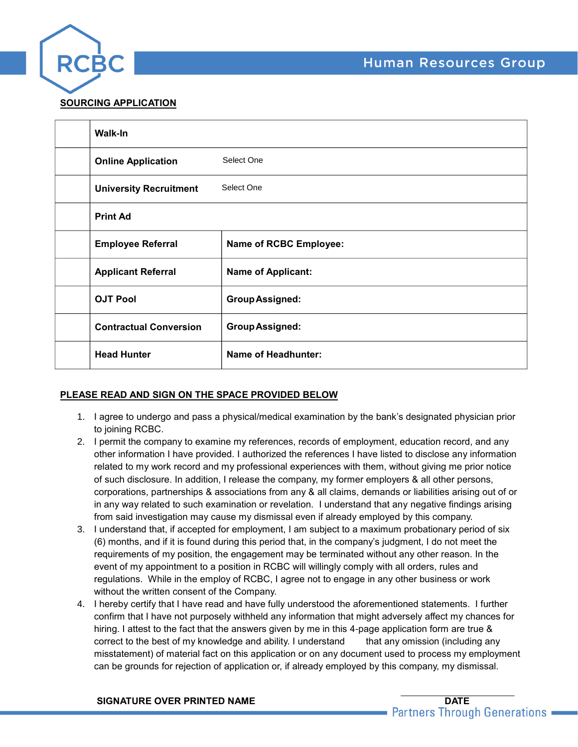## SOURCING APPLICATION

| | | |
|---|---|---|
| | **Walk-In** | |
| | **Online Application** | Select One |
| | **University Recruitment** | Select One |
| | **Print Ad** | |
| | **Employee Referral** | **Name of RCBC Employee:** |
| | **Applicant Referral** | **Name of Applicant:** |
| | **OJT Pool** | **Group Assigned:** |
| | **Contractual Conversion** | **Group Assigned:** |
| | **Head Hunter** | **Name of Headhunter:** |

## PLEASE READ AND SIGN ON THE SPACE PROVIDED BELOW

1. I agree to undergo and pass a physical/medical examination by the bank's designated physician prior to joining RCBC.
2. I permit the company to examine my references, records of employment, education record, and any other information I have provided. I authorized the references I have listed to disclose any information related to my work record and my professional experiences with them, without giving me prior notice of such disclosure. In addition, I release the company, my former employers & all other persons, corporations, partnerships & associations from any & all claims, demands or liabilities arising out of or in any way related to such examination or revelation. I understand that any negative findings arising from said investigation may cause my dismissal even if already employed by this company.
3. I understand that, if accepted for employment, I am subject to a maximum probationary period of six (6) months, and if it is found during this period that, in the company's judgment, I do not meet the requirements of my position, the engagement may be terminated without any other reason. In the event of my appointment to a position in RCBC will willingly comply with all orders, rules and regulations. While in the employ of RCBC, I agree not to engage in any other business or work without the written consent of the Company.
4. I hereby certify that I have read and have fully understood the aforementioned statements. I further confirm that I have not purposely withheld any information that might adversely affect my chances for hiring. I attest to the fact that the answers given by me in this 4-page application form are true & correct to the best of my knowledge and ability. I understand that any omission (including any misstatement) of material fact on this application or on any document used to process my employment can be grounds for rejection of application or, if already employed by this company, my dismissal.

**SIGNATURE OVER PRINTED NAME** **DATE**